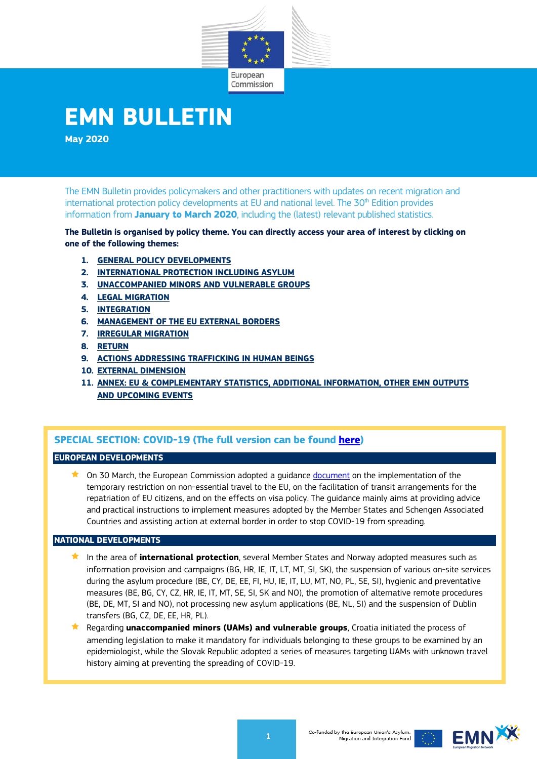# EMN BULLETIN

**May 2020**

The EMN Bulletin provides policymakers and other practitioners with updates on recent migration and international protection policy developments at EU and national level. The 30th Edition provides information from **January to March 2020**, including the (latest) relevant published statistics.

**The Bulletin is organised by policy theme. You can directly access your area of interest by clicking on one of the following themes:**

1. GENERAL POLICY DEVELOPMENTS
2. INTERNATIONAL PROTECTION INCLUDING ASYLUM
3. UNACCOMPANIED MINORS AND VULNERABLE GROUPS
4. LEGAL MIGRATION
5. INTEGRATION
6. MANAGEMENT OF THE EU EXTERNAL BORDERS
7. IRREGULAR MIGRATION
8. RETURN
9. ACTIONS ADDRESSING TRAFFICKING IN HUMAN BEINGS
10. EXTERNAL DIMENSION
11. ANNEX: EU & COMPLEMENTARY STATISTICS, ADDITIONAL INFORMATION, OTHER EMN OUTPUTS AND UPCOMING EVENTS

## SPECIAL SECTION: COVID-19 (The full version can be found here)

### EUROPEAN DEVELOPMENTS

- On 30 March, the European Commission adopted a guidance document on the implementation of the temporary restriction on non-essential travel to the EU, on the facilitation of transit arrangements for the repatriation of EU citizens, and on the effects on visa policy. The guidance mainly aims at providing advice and practical instructions to implement measures adopted by the Member States and Schengen Associated Countries and assisting action at external border in order to stop COVID-19 from spreading.

### NATIONAL DEVELOPMENTS

- In the area of **international protection**, several Member States and Norway adopted measures such as information provision and campaigns (BG, HR, IE, IT, LT, MT, SI, SK), the suspension of various on-site services during the asylum procedure (BE, CY, DE, EE, FI, HU, IE, IT, LU, MT, NO, PL, SE, SI), hygienic and preventative measures (BE, BG, CY, CZ, HR, IE, IT, MT, SE, SI, SK and NO), the promotion of alternative remote procedures (BE, DE, MT, SI and NO), not processing new asylum applications (BE, NL, SI) and the suspension of Dublin transfers (BG, CZ, DE, EE, HR, PL).
- Regarding **unaccompanied minors (UAMs) and vulnerable groups**, Croatia initiated the process of amending legislation to make it mandatory for individuals belonging to these groups to be examined by an epidemiologist, while the Slovak Republic adopted a series of measures targeting UAMs with unknown travel history aiming at preventing the spreading of COVID-19.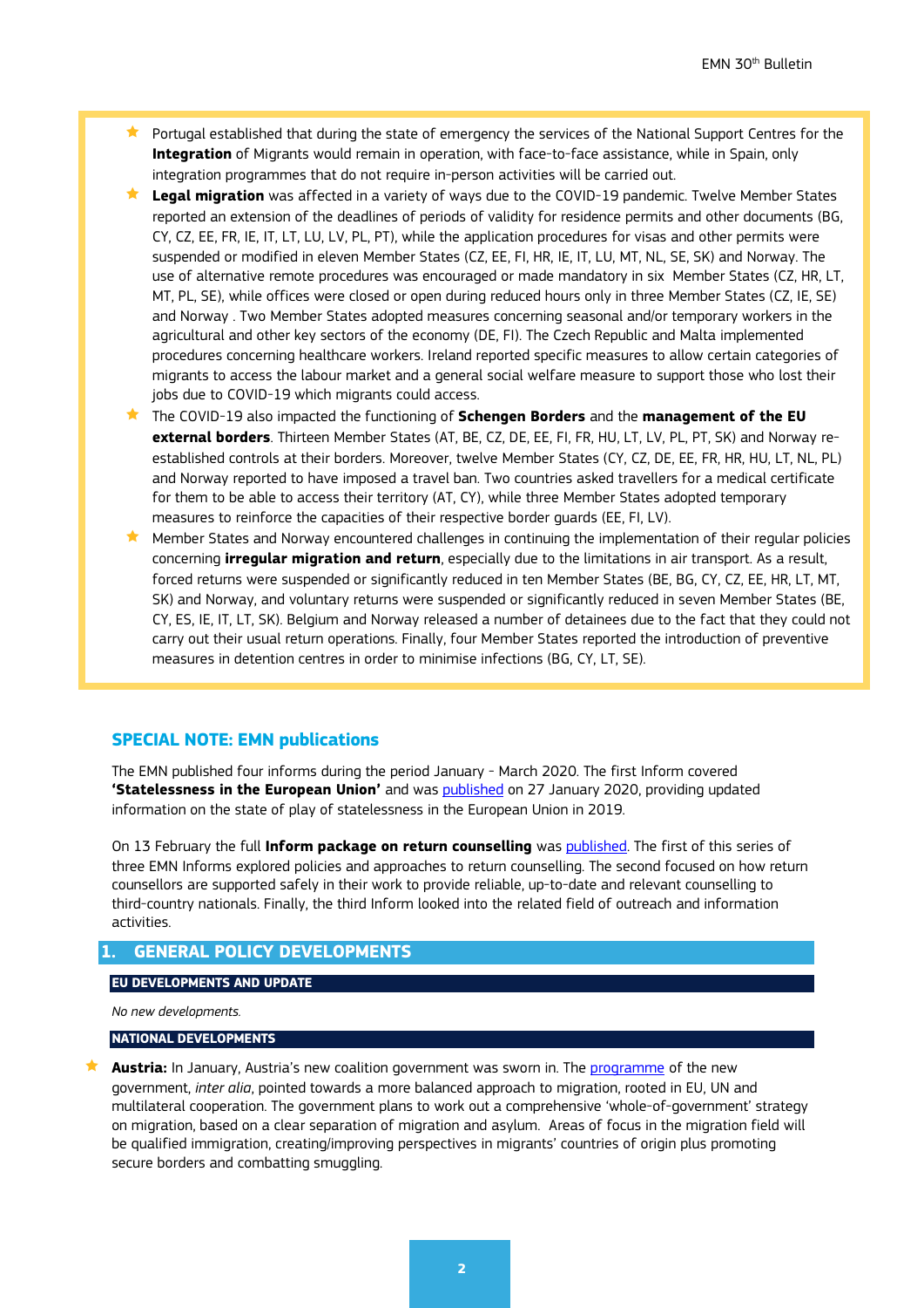- Portugal established that during the state of emergency the services of the National Support Centres for the **Integration** of Migrants would remain in operation, with face-to-face assistance, while in Spain, only integration programmes that do not require in-person activities will be carried out.
- **Legal migration** was affected in a variety of ways due to the COVID-19 pandemic. Twelve Member States reported an extension of the deadlines of periods of validity for residence permits and other documents (BG, CY, CZ, EE, FR, IE, IT, LT, LU, LV, PL, PT), while the application procedures for visas and other permits were suspended or modified in eleven Member States (CZ, EE, FI, HR, IE, IT, LU, MT, NL, SE, SK) and Norway. The use of alternative remote procedures was encouraged or made mandatory in six Member States (CZ, HR, LT, MT, PL, SE), while offices were closed or open during reduced hours only in three Member States (CZ, IE, SE) and Norway . Two Member States adopted measures concerning seasonal and/or temporary workers in the agricultural and other key sectors of the economy (DE, FI). The Czech Republic and Malta implemented procedures concerning healthcare workers. Ireland reported specific measures to allow certain categories of migrants to access the labour market and a general social welfare measure to support those who lost their jobs due to COVID-19 which migrants could access.
- The COVID-19 also impacted the functioning of **Schengen Borders** and the **management of the EU external borders**. Thirteen Member States (AT, BE, CZ, DE, EE, FI, FR, HU, LT, LV, PL, PT, SK) and Norway re-established controls at their borders. Moreover, twelve Member States (CY, CZ, DE, EE, FR, HR, HU, LT, NL, PL) and Norway reported to have imposed a travel ban. Two countries asked travellers for a medical certificate for them to be able to access their territory (AT, CY), while three Member States adopted temporary measures to reinforce the capacities of their respective border guards (EE, FI, LV).
- Member States and Norway encountered challenges in continuing the implementation of their regular policies concerning **irregular migration and return**, especially due to the limitations in air transport. As a result, forced returns were suspended or significantly reduced in ten Member States (BE, BG, CY, CZ, EE, HR, LT, MT, SK) and Norway, and voluntary returns were suspended or significantly reduced in seven Member States (BE, CY, ES, IE, IT, LT, SK). Belgium and Norway released a number of detainees due to the fact that they could not carry out their usual return operations. Finally, four Member States reported the introduction of preventive measures in detention centres in order to minimise infections (BG, CY, LT, SE).

## SPECIAL NOTE: EMN publications

The EMN published four informs during the period January - March 2020. The first Inform covered **'Statelessness in the European Union'** and was published on 27 January 2020, providing updated information on the state of play of statelessness in the European Union in 2019.

On 13 February the full **Inform package on return counselling** was published. The first of this series of three EMN Informs explored policies and approaches to return counselling. The second focused on how return counsellors are supported safely in their work to provide reliable, up-to-date and relevant counselling to third-country nationals. Finally, the third Inform looked into the related field of outreach and information activities.

## 1. GENERAL POLICY DEVELOPMENTS

### EU DEVELOPMENTS AND UPDATE

*No new developments.*

### NATIONAL DEVELOPMENTS

- **Austria:** In January, Austria's new coalition government was sworn in. The programme of the new government, *inter alia*, pointed towards a more balanced approach to migration, rooted in EU, UN and multilateral cooperation. The government plans to work out a comprehensive 'whole-of-government' strategy on migration, based on a clear separation of migration and asylum. Areas of focus in the migration field will be qualified immigration, creating/improving perspectives in migrants' countries of origin plus promoting secure borders and combatting smuggling.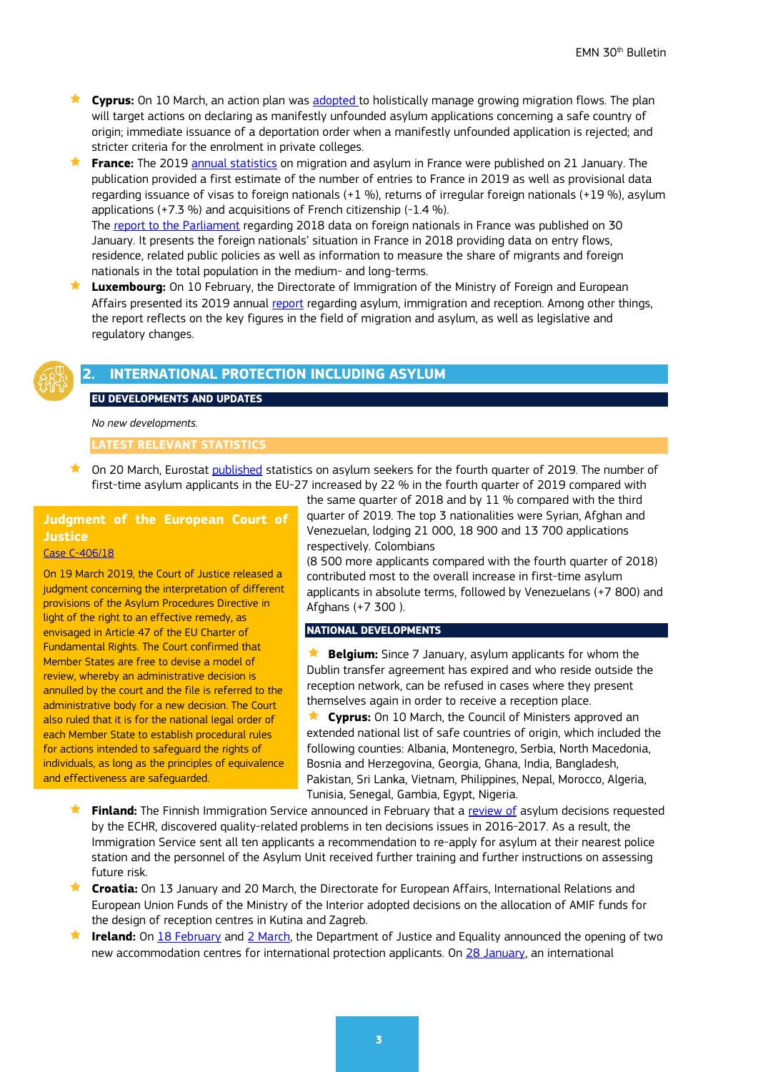- **Cyprus:** On 10 March, an action plan was adopted to holistically manage growing migration flows. The plan will target actions on declaring as manifestly unfounded asylum applications concerning a safe country of origin; immediate issuance of a deportation order when a manifestly unfounded application is rejected; and stricter criteria for the enrolment in private colleges.
- **France:** The 2019 annual statistics on migration and asylum in France were published on 21 January. The publication provided a first estimate of the number of entries to France in 2019 as well as provisional data regarding issuance of visas to foreign nationals (+1 %), returns of irregular foreign nationals (+19 %), asylum applications (+7.3 %) and acquisitions of French citizenship (-1.4 %).
  The report to the Parliament regarding 2018 data on foreign nationals in France was published on 30 January. It presents the foreign nationals' situation in France in 2018 providing data on entry flows, residence, related public policies as well as information to measure the share of migrants and foreign nationals in the total population in the medium- and long-terms.
- **Luxembourg:** On 10 February, the Directorate of Immigration of the Ministry of Foreign and European Affairs presented its 2019 annual report regarding asylum, immigration and reception. Among other things, the report reflects on the key figures in the field of migration and asylum, as well as legislative and regulatory changes.

## 2. INTERNATIONAL PROTECTION INCLUDING ASYLUM

### EU DEVELOPMENTS AND UPDATES

*No new developments.*

### LATEST RELEVANT STATISTICS

- On 20 March, Eurostat published statistics on asylum seekers for the fourth quarter of 2019. The number of first-time asylum applicants in the EU-27 increased by 22 % in the fourth quarter of 2019 compared with the same quarter of 2018 and by 11 % compared with the third quarter of 2019. The top 3 nationalities were Syrian, Afghan and Venezuelan, lodging 21 000, 18 900 and 13 700 applications respectively. Colombians (8 500 more applicants compared with the fourth quarter of 2018) contributed most to the overall increase in first-time asylum applicants in absolute terms, followed by Venezuelans (+7 800) and Afghans (+7 300 ).

> **Judgment of the European Court of Justice**
>
> Case C-406/18
>
> On 19 March 2019, the Court of Justice released a judgment concerning the interpretation of different provisions of the Asylum Procedures Directive in light of the right to an effective remedy, as envisaged in Article 47 of the EU Charter of Fundamental Rights. The Court confirmed that Member States are free to devise a model of review, whereby an administrative decision is annulled by the court and the file is referred to the administrative body for a new decision. The Court also ruled that it is for the national legal order of each Member State to establish procedural rules for actions intended to safeguard the rights of individuals, as long as the principles of equivalence and effectiveness are safeguarded.

### NATIONAL DEVELOPMENTS

- **Belgium:** Since 7 January, asylum applicants for whom the Dublin transfer agreement has expired and who reside outside the reception network, can be refused in cases where they present themselves again in order to receive a reception place.
- **Cyprus:** On 10 March, the Council of Ministers approved an extended national list of safe countries of origin, which included the following counties: Albania, Montenegro, Serbia, North Macedonia, Bosnia and Herzegovina, Georgia, Ghana, India, Bangladesh, Pakistan, Sri Lanka, Vietnam, Philippines, Nepal, Morocco, Algeria, Tunisia, Senegal, Gambia, Egypt, Nigeria.
- **Finland:** The Finnish Immigration Service announced in February that a review of asylum decisions requested by the ECHR, discovered quality-related problems in ten decisions issues in 2016-2017. As a result, the Immigration Service sent all ten applicants a recommendation to re-apply for asylum at their nearest police station and the personnel of the Asylum Unit received further training and further instructions on assessing future risk.
- **Croatia:** On 13 January and 20 March, the Directorate for European Affairs, International Relations and European Union Funds of the Ministry of the Interior adopted decisions on the allocation of AMIF funds for the design of reception centres in Kutina and Zagreb.
- **Ireland:** On 18 February and 2 March, the Department of Justice and Equality announced the opening of two new accommodation centres for international protection applicants. On 28 January, an international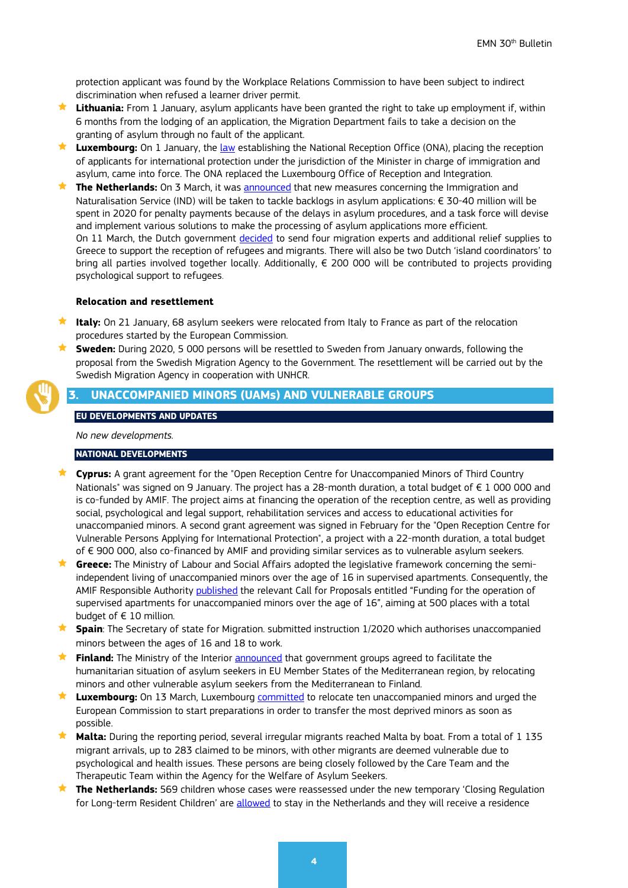protection applicant was found by the Workplace Relations Commission to have been subject to indirect discrimination when refused a learner driver permit.

- **Lithuania:** From 1 January, asylum applicants have been granted the right to take up employment if, within 6 months from the lodging of an application, the Migration Department fails to take a decision on the granting of asylum through no fault of the applicant.
- **Luxembourg:** On 1 January, the law establishing the National Reception Office (ONA), placing the reception of applicants for international protection under the jurisdiction of the Minister in charge of immigration and asylum, came into force. The ONA replaced the Luxembourg Office of Reception and Integration.
- **The Netherlands:** On 3 March, it was announced that new measures concerning the Immigration and Naturalisation Service (IND) will be taken to tackle backlogs in asylum applications: € 30-40 million will be spent in 2020 for penalty payments because of the delays in asylum procedures, and a task force will devise and implement various solutions to make the processing of asylum applications more efficient.
  On 11 March, the Dutch government decided to send four migration experts and additional relief supplies to Greece to support the reception of refugees and migrants. There will also be two Dutch 'island coordinators' to bring all parties involved together locally. Additionally, € 200 000 will be contributed to projects providing psychological support to refugees.

**Relocation and resettlement**

- **Italy:** On 21 January, 68 asylum seekers were relocated from Italy to France as part of the relocation procedures started by the European Commission.
- **Sweden:** During 2020, 5 000 persons will be resettled to Sweden from January onwards, following the proposal from the Swedish Migration Agency to the Government. The resettlement will be carried out by the Swedish Migration Agency in cooperation with UNHCR.

## 3. UNACCOMPANIED MINORS (UAMs) AND VULNERABLE GROUPS

### EU DEVELOPMENTS AND UPDATES

*No new developments.*

### NATIONAL DEVELOPMENTS

- **Cyprus:** A grant agreement for the "Open Reception Centre for Unaccompanied Minors of Third Country Nationals" was signed on 9 January. The project has a 28-month duration, a total budget of € 1 000 000 and is co-funded by AMIF. The project aims at financing the operation of the reception centre, as well as providing social, psychological and legal support, rehabilitation services and access to educational activities for unaccompanied minors. A second grant agreement was signed in February for the "Open Reception Centre for Vulnerable Persons Applying for International Protection", a project with a 22-month duration, a total budget of € 900 000, also co-financed by AMIF and providing similar services as to vulnerable asylum seekers.
- **Greece:** The Ministry of Labour and Social Affairs adopted the legislative framework concerning the semi-independent living of unaccompanied minors over the age of 16 in supervised apartments. Consequently, the AMIF Responsible Authority published the relevant Call for Proposals entitled "Funding for the operation of supervised apartments for unaccompanied minors over the age of 16", aiming at 500 places with a total budget of € 10 million.
- **Spain**: The Secretary of state for Migration. submitted instruction 1/2020 which authorises unaccompanied minors between the ages of 16 and 18 to work.
- **Finland:** The Ministry of the Interior announced that government groups agreed to facilitate the humanitarian situation of asylum seekers in EU Member States of the Mediterranean region, by relocating minors and other vulnerable asylum seekers from the Mediterranean to Finland.
- **Luxembourg:** On 13 March, Luxembourg committed to relocate ten unaccompanied minors and urged the European Commission to start preparations in order to transfer the most deprived minors as soon as possible.
- **Malta:** During the reporting period, several irregular migrants reached Malta by boat. From a total of 1 135 migrant arrivals, up to 283 claimed to be minors, with other migrants are deemed vulnerable due to psychological and health issues. These persons are being closely followed by the Care Team and the Therapeutic Team within the Agency for the Welfare of Asylum Seekers.
- **The Netherlands:** 569 children whose cases were reassessed under the new temporary 'Closing Regulation for Long-term Resident Children' are allowed to stay in the Netherlands and they will receive a residence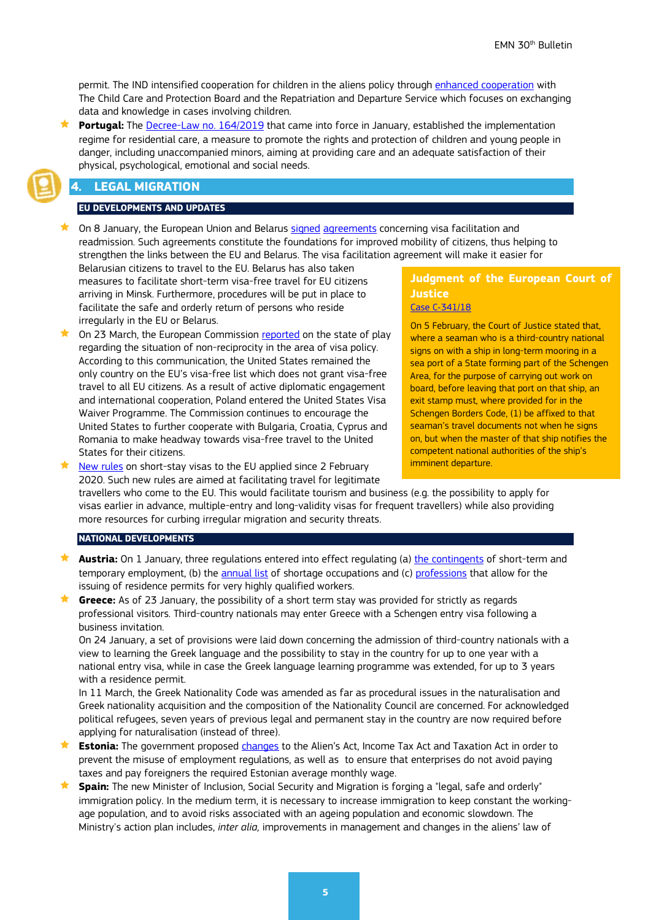permit. The IND intensified cooperation for children in the aliens policy through enhanced cooperation with The Child Care and Protection Board and the Repatriation and Departure Service which focuses on exchanging data and knowledge in cases involving children.

- **Portugal:** The Decree-Law no. 164/2019 that came into force in January, established the implementation regime for residential care, a measure to promote the rights and protection of children and young people in danger, including unaccompanied minors, aiming at providing care and an adequate satisfaction of their physical, psychological, emotional and social needs.

## 4. LEGAL MIGRATION

### EU DEVELOPMENTS AND UPDATES

- On 8 January, the European Union and Belarus signed agreements concerning visa facilitation and readmission. Such agreements constitute the foundations for improved mobility of citizens, thus helping to strengthen the links between the EU and Belarus. The visa facilitation agreement will make it easier for Belarusian citizens to travel to the EU. Belarus has also taken measures to facilitate short-term visa-free travel for EU citizens arriving in Minsk. Furthermore, procedures will be put in place to facilitate the safe and orderly return of persons who reside irregularly in the EU or Belarus.
- On 23 March, the European Commission reported on the state of play regarding the situation of non-reciprocity in the area of visa policy. According to this communication, the United States remained the only country on the EU's visa-free list which does not grant visa-free travel to all EU citizens. As a result of active diplomatic engagement and international cooperation, Poland entered the United States Visa Waiver Programme. The Commission continues to encourage the United States to further cooperate with Bulgaria, Croatia, Cyprus and Romania to make headway towards visa-free travel to the United States for their citizens.
- New rules on short-stay visas to the EU applied since 2 February 2020. Such new rules are aimed at facilitating travel for legitimate travellers who come to the EU. This would facilitate tourism and business (e.g. the possibility to apply for visas earlier in advance, multiple-entry and long-validity visas for frequent travellers) while also providing more resources for curbing irregular migration and security threats.

> **Judgment of the European Court of Justice**
>
> Case C-341/18
>
> On 5 February, the Court of Justice stated that, where a seaman who is a third-country national signs on with a ship in long-term mooring in a sea port of a State forming part of the Schengen Area, for the purpose of carrying out work on board, before leaving that port on that ship, an exit stamp must, where provided for in the Schengen Borders Code, (1) be affixed to that seaman's travel documents not when he signs on, but when the master of that ship notifies the competent national authorities of the ship's imminent departure.

### NATIONAL DEVELOPMENTS

- **Austria:** On 1 January, three regulations entered into effect regulating (a) the contingents of short-term and temporary employment, (b) the annual list of shortage occupations and (c) professions that allow for the issuing of residence permits for very highly qualified workers.
- **Greece:** As of 23 January, the possibility of a short term stay was provided for strictly as regards professional visitors. Third-country nationals may enter Greece with a Schengen entry visa following a business invitation.
  On 24 January, a set of provisions were laid down concerning the admission of third-country nationals with a view to learning the Greek language and the possibility to stay in the country for up to one year with a national entry visa, while in case the Greek language learning programme was extended, for up to 3 years with a residence permit.
  In 11 March, the Greek Nationality Code was amended as far as procedural issues in the naturalisation and Greek nationality acquisition and the composition of the Nationality Council are concerned. For acknowledged political refugees, seven years of previous legal and permanent stay in the country are now required before applying for naturalisation (instead of three).
- **Estonia:** The government proposed changes to the Alien's Act, Income Tax Act and Taxation Act in order to prevent the misuse of employment regulations, as well as to ensure that enterprises do not avoid paying taxes and pay foreigners the required Estonian average monthly wage.
- **Spain:** The new Minister of Inclusion, Social Security and Migration is forging a "legal, safe and orderly" immigration policy. In the medium term, it is necessary to increase immigration to keep constant the working-age population, and to avoid risks associated with an ageing population and economic slowdown. The Ministry's action plan includes, *inter alia,* improvements in management and changes in the aliens' law of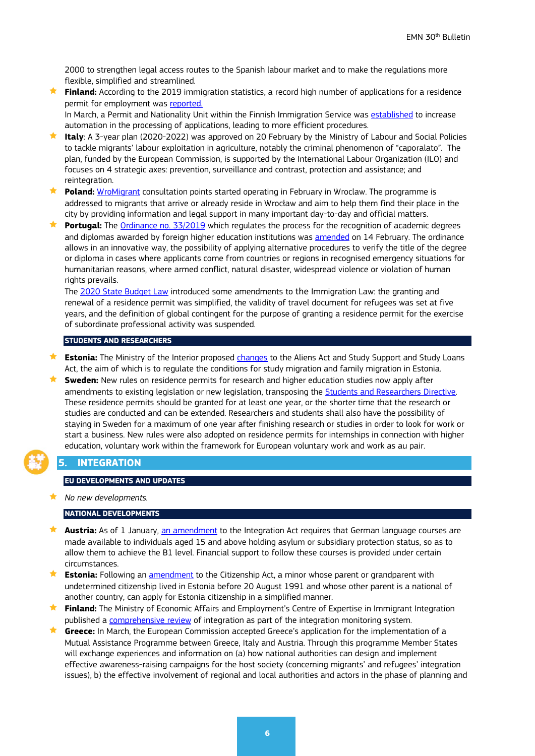2000 to strengthen legal access routes to the Spanish labour market and to make the regulations more flexible, simplified and streamlined.

- **Finland:** According to the 2019 immigration statistics, a record high number of applications for a residence permit for employment was reported.
  In March, a Permit and Nationality Unit within the Finnish Immigration Service was established to increase automation in the processing of applications, leading to more efficient procedures.
- **Italy**: A 3-year plan (2020-2022) was approved on 20 February by the Ministry of Labour and Social Policies to tackle migrants' labour exploitation in agriculture, notably the criminal phenomenon of "caporalato". The plan, funded by the European Commission, is supported by the International Labour Organization (ILO) and focuses on 4 strategic axes: prevention, surveillance and contrast, protection and assistance; and reintegration.
- **Poland:** WroMigrant consultation points started operating in February in Wroclaw. The programme is addressed to migrants that arrive or already reside in Wrocław and aim to help them find their place in the city by providing information and legal support in many important day-to-day and official matters.
- **Portugal:** The Ordinance no. 33/2019 which regulates the process for the recognition of academic degrees and diplomas awarded by foreign higher education institutions was amended on 14 February. The ordinance allows in an innovative way, the possibility of applying alternative procedures to verify the title of the degree or diploma in cases where applicants come from countries or regions in recognised emergency situations for humanitarian reasons, where armed conflict, natural disaster, widespread violence or violation of human rights prevails.
  The 2020 State Budget Law introduced some amendments to the Immigration Law: the granting and renewal of a residence permit was simplified, the validity of travel document for refugees was set at five years, and the definition of global contingent for the purpose of granting a residence permit for the exercise of subordinate professional activity was suspended.

#### STUDENTS AND RESEARCHERS

- **Estonia:** The Ministry of the Interior proposed changes to the Aliens Act and Study Support and Study Loans Act, the aim of which is to regulate the conditions for study migration and family migration in Estonia.
- **Sweden:** New rules on residence permits for research and higher education studies now apply after amendments to existing legislation or new legislation, transposing the Students and Researchers Directive. These residence permits should be granted for at least one year, or the shorter time that the research or studies are conducted and can be extended. Researchers and students shall also have the possibility of staying in Sweden for a maximum of one year after finishing research or studies in order to look for work or start a business. New rules were also adopted on residence permits for internships in connection with higher education, voluntary work within the framework for European voluntary work and work as au pair.

## 5. INTEGRATION

#### EU DEVELOPMENTS AND UPDATES

- *No new developments.*

#### NATIONAL DEVELOPMENTS

- **Austria:** As of 1 January, an amendment to the Integration Act requires that German language courses are made available to individuals aged 15 and above holding asylum or subsidiary protection status, so as to allow them to achieve the B1 level. Financial support to follow these courses is provided under certain circumstances.
- **Estonia:** Following an amendment to the Citizenship Act, a minor whose parent or grandparent with undetermined citizenship lived in Estonia before 20 August 1991 and whose other parent is a national of another country, can apply for Estonia citizenship in a simplified manner.
- **Finland:** The Ministry of Economic Affairs and Employment's Centre of Expertise in Immigrant Integration published a comprehensive review of integration as part of the integration monitoring system.
- **Greece:** In March, the European Commission accepted Greece's application for the implementation of a Mutual Assistance Programme between Greece, Italy and Austria. Through this programme Member States will exchange experiences and information on (a) how national authorities can design and implement effective awareness-raising campaigns for the host society (concerning migrants' and refugees' integration issues), b) the effective involvement of regional and local authorities and actors in the phase of planning and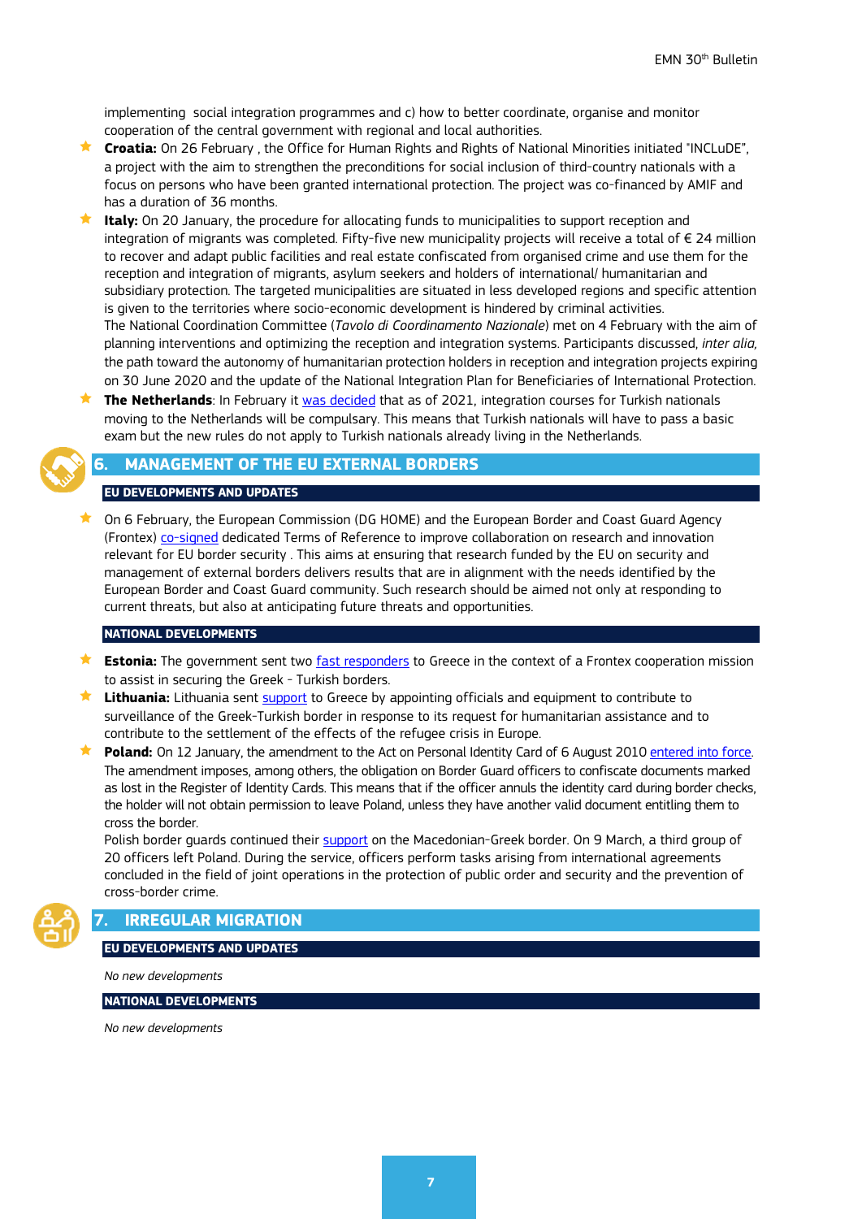implementing social integration programmes and c) how to better coordinate, organise and monitor cooperation of the central government with regional and local authorities.

- **Croatia:** On 26 February , the Office for Human Rights and Rights of National Minorities initiated "INCLuDE", a project with the aim to strengthen the preconditions for social inclusion of third-country nationals with a focus on persons who have been granted international protection. The project was co-financed by AMIF and has a duration of 36 months.
- **Italy:** On 20 January, the procedure for allocating funds to municipalities to support reception and integration of migrants was completed. Fifty-five new municipality projects will receive a total of € 24 million to recover and adapt public facilities and real estate confiscated from organised crime and use them for the reception and integration of migrants, asylum seekers and holders of international/ humanitarian and subsidiary protection. The targeted municipalities are situated in less developed regions and specific attention is given to the territories where socio-economic development is hindered by criminal activities.
  The National Coordination Committee (*Tavolo di Coordinamento Nazionale*) met on 4 February with the aim of planning interventions and optimizing the reception and integration systems. Participants discussed, *inter alia,* the path toward the autonomy of humanitarian protection holders in reception and integration projects expiring on 30 June 2020 and the update of the National Integration Plan for Beneficiaries of International Protection.
- **The Netherlands**: In February it was decided that as of 2021, integration courses for Turkish nationals moving to the Netherlands will be compulsary. This means that Turkish nationals will have to pass a basic exam but the new rules do not apply to Turkish nationals already living in the Netherlands.

## 6. MANAGEMENT OF THE EU EXTERNAL BORDERS

### EU DEVELOPMENTS AND UPDATES

- On 6 February, the European Commission (DG HOME) and the European Border and Coast Guard Agency (Frontex) co-signed dedicated Terms of Reference to improve collaboration on research and innovation relevant for EU border security . This aims at ensuring that research funded by the EU on security and management of external borders delivers results that are in alignment with the needs identified by the European Border and Coast Guard community. Such research should be aimed not only at responding to current threats, but also at anticipating future threats and opportunities.

### NATIONAL DEVELOPMENTS

- **Estonia:** The government sent two fast responders to Greece in the context of a Frontex cooperation mission to assist in securing the Greek - Turkish borders.
- **Lithuania:** Lithuania sent support to Greece by appointing officials and equipment to contribute to surveillance of the Greek-Turkish border in response to its request for humanitarian assistance and to contribute to the settlement of the effects of the refugee crisis in Europe.
- **Poland:** On 12 January, the amendment to the Act on Personal Identity Card of 6 August 2010 entered into force. The amendment imposes, among others, the obligation on Border Guard officers to confiscate documents marked as lost in the Register of Identity Cards. This means that if the officer annuls the identity card during border checks, the holder will not obtain permission to leave Poland, unless they have another valid document entitling them to cross the border.
  Polish border guards continued their support on the Macedonian-Greek border. On 9 March, a third group of 20 officers left Poland. During the service, officers perform tasks arising from international agreements concluded in the field of joint operations in the protection of public order and security and the prevention of cross-border crime.

## 7. IRREGULAR MIGRATION

### EU DEVELOPMENTS AND UPDATES

*No new developments*

### NATIONAL DEVELOPMENTS

*No new developments*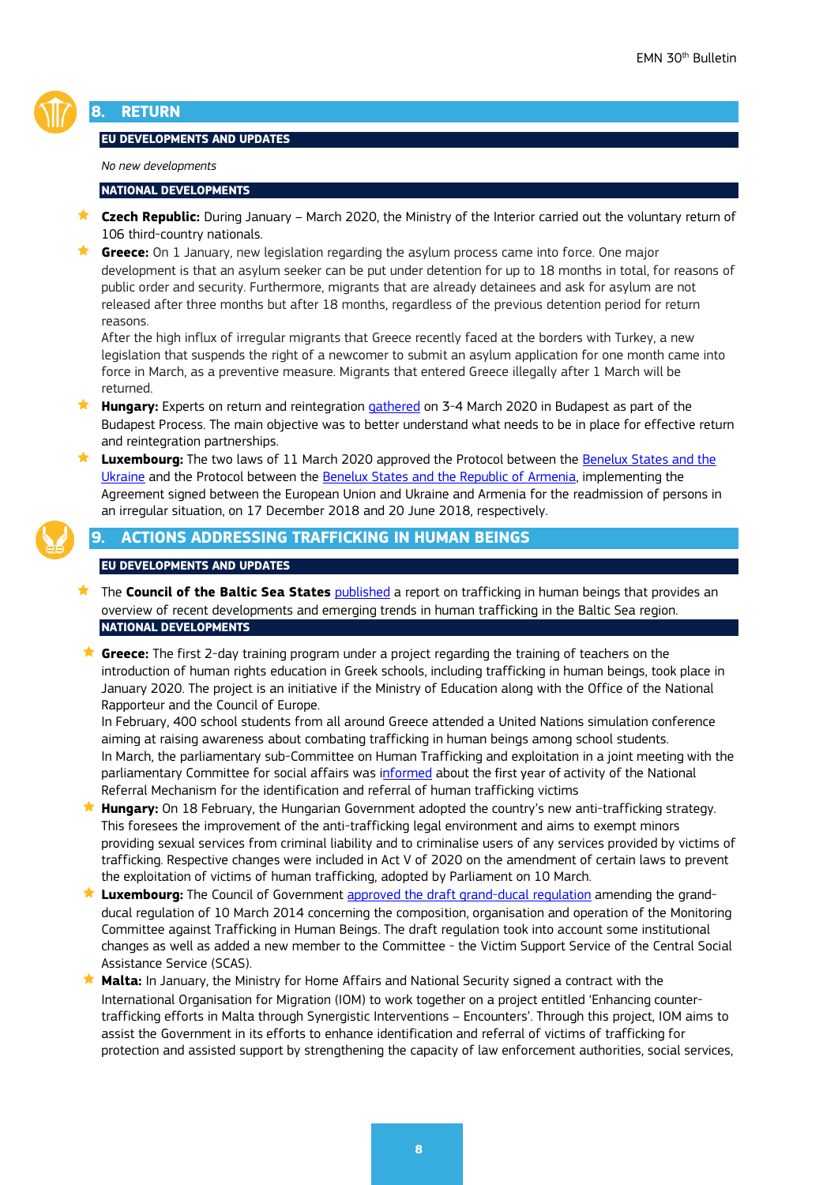## 8. RETURN

### EU DEVELOPMENTS AND UPDATES

*No new developments*

### NATIONAL DEVELOPMENTS

- **Czech Republic:** During January – March 2020, the Ministry of the Interior carried out the voluntary return of 106 third-country nationals.
- **Greece:** On 1 January, new legislation regarding the asylum process came into force. One major development is that an asylum seeker can be put under detention for up to 18 months in total, for reasons of public order and security. Furthermore, migrants that are already detainees and ask for asylum are not released after three months but after 18 months, regardless of the previous detention period for return reasons.
  After the high influx of irregular migrants that Greece recently faced at the borders with Turkey, a new legislation that suspends the right of a newcomer to submit an asylum application for one month came into force in March, as a preventive measure. Migrants that entered Greece illegally after 1 March will be returned.
- **Hungary:** Experts on return and reintegration gathered on 3-4 March 2020 in Budapest as part of the Budapest Process. The main objective was to better understand what needs to be in place for effective return and reintegration partnerships.
- **Luxembourg:** The two laws of 11 March 2020 approved the Protocol between the Benelux States and the Ukraine and the Protocol between the Benelux States and the Republic of Armenia, implementing the Agreement signed between the European Union and Ukraine and Armenia for the readmission of persons in an irregular situation, on 17 December 2018 and 20 June 2018, respectively.

## 9. ACTIONS ADDRESSING TRAFFICKING IN HUMAN BEINGS

### EU DEVELOPMENTS AND UPDATES

- The **Council of the Baltic Sea States** published a report on trafficking in human beings that provides an overview of recent developments and emerging trends in human trafficking in the Baltic Sea region.

### NATIONAL DEVELOPMENTS

- **Greece:** The first 2-day training program under a project regarding the training of teachers on the introduction of human rights education in Greek schools, including trafficking in human beings, took place in January 2020. The project is an initiative if the Ministry of Education along with the Office of the National Rapporteur and the Council of Europe.
  In February, 400 school students from all around Greece attended a United Nations simulation conference aiming at raising awareness about combating trafficking in human beings among school students.
  In March, the parliamentary sub-Committee on Human Trafficking and exploitation in a joint meeting with the parliamentary Committee for social affairs was informed about the first year of activity of the National Referral Mechanism for the identification and referral of human trafficking victims
- **Hungary:** On 18 February, the Hungarian Government adopted the country's new anti-trafficking strategy. This foresees the improvement of the anti-trafficking legal environment and aims to exempt minors providing sexual services from criminal liability and to criminalise users of any services provided by victims of trafficking. Respective changes were included in Act V of 2020 on the amendment of certain laws to prevent the exploitation of victims of human trafficking, adopted by Parliament on 10 March.
- **Luxembourg:** The Council of Government approved the draft grand-ducal regulation amending the grand-ducal regulation of 10 March 2014 concerning the composition, organisation and operation of the Monitoring Committee against Trafficking in Human Beings. The draft regulation took into account some institutional changes as well as added a new member to the Committee - the Victim Support Service of the Central Social Assistance Service (SCAS).
- **Malta:** In January, the Ministry for Home Affairs and National Security signed a contract with the International Organisation for Migration (IOM) to work together on a project entitled 'Enhancing counter-trafficking efforts in Malta through Synergistic Interventions – Encounters'. Through this project, IOM aims to assist the Government in its efforts to enhance identification and referral of victims of trafficking for protection and assisted support by strengthening the capacity of law enforcement authorities, social services,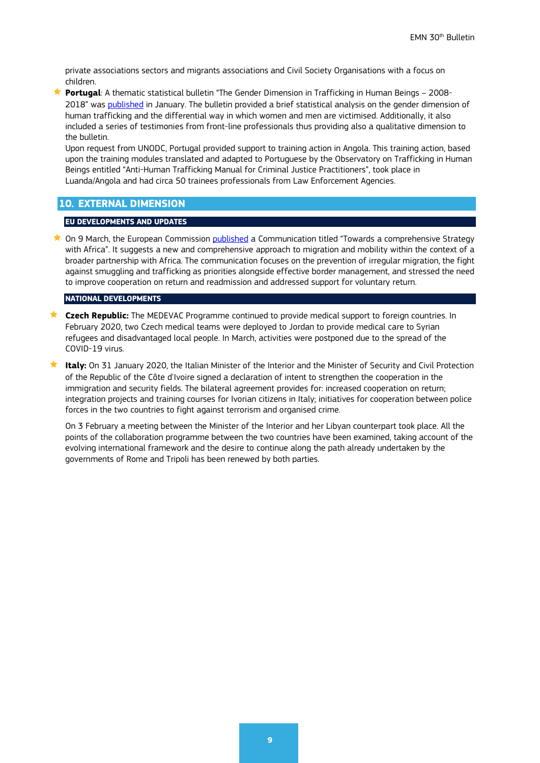private associations sectors and migrants associations and Civil Society Organisations with a focus on children.

- **Portugal**: A thematic statistical bulletin "The Gender Dimension in Trafficking in Human Beings – 2008-2018" was published in January. The bulletin provided a brief statistical analysis on the gender dimension of human trafficking and the differential way in which women and men are victimised. Additionally, it also included a series of testimonies from front-line professionals thus providing also a qualitative dimension to the bulletin.
  Upon request from UNODC, Portugal provided support to training action in Angola. This training action, based upon the training modules translated and adapted to Portuguese by the Observatory on Trafficking in Human Beings entitled "Anti-Human Trafficking Manual for Criminal Justice Practitioners", took place in Luanda/Angola and had circa 50 trainees professionals from Law Enforcement Agencies.

## 10. EXTERNAL DIMENSION

### EU DEVELOPMENTS AND UPDATES

- On 9 March, the European Commission published a Communication titled "Towards a comprehensive Strategy with Africa". It suggests a new and comprehensive approach to migration and mobility within the context of a broader partnership with Africa. The communication focuses on the prevention of irregular migration, the fight against smuggling and trafficking as priorities alongside effective border management, and stressed the need to improve cooperation on return and readmission and addressed support for voluntary return.

### NATIONAL DEVELOPMENTS

- **Czech Republic:** The MEDEVAC Programme continued to provide medical support to foreign countries. In February 2020, two Czech medical teams were deployed to Jordan to provide medical care to Syrian refugees and disadvantaged local people. In March, activities were postponed due to the spread of the COVID-19 virus.

- **Italy:** On 31 January 2020, the Italian Minister of the Interior and the Minister of Security and Civil Protection of the Republic of the Côte d'Ivoire signed a declaration of intent to strengthen the cooperation in the immigration and security fields. The bilateral agreement provides for: increased cooperation on return; integration projects and training courses for Ivorian citizens in Italy; initiatives for cooperation between police forces in the two countries to fight against terrorism and organised crime.

  On 3 February a meeting between the Minister of the Interior and her Libyan counterpart took place. All the points of the collaboration programme between the two countries have been examined, taking account of the evolving international framework and the desire to continue along the path already undertaken by the governments of Rome and Tripoli has been renewed by both parties.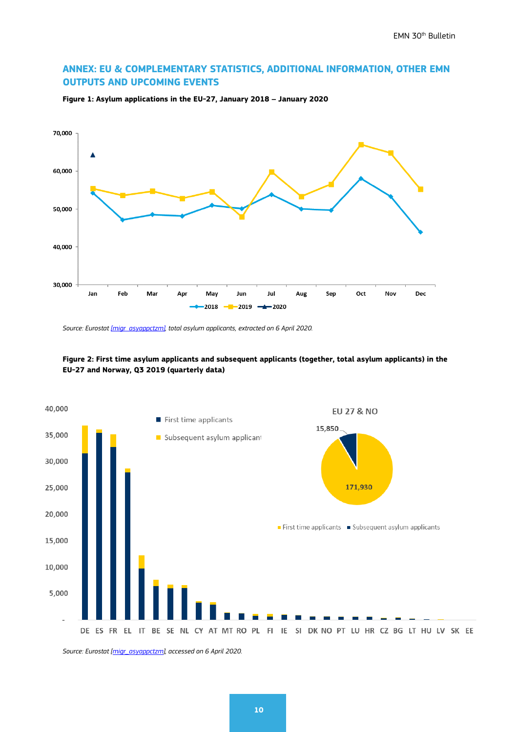## ANNEX: EU & COMPLEMENTARY STATISTICS, ADDITIONAL INFORMATION, OTHER EMN OUTPUTS AND UPCOMING EVENTS

**Figure 1: Asylum applications in the EU-27, January 2018 – January 2020**

*Source: Eurostat [migr_asyappctzm], total asylum applicants, extracted on 6 April 2020.*

**Figure 2: First time asylum applicants and subsequent applicants (together, total asylum applicants) in the EU-27 and Norway, Q3 2019 (quarterly data)**

*Source: Eurostat [migr_asyappctzm], accessed on 6 April 2020.*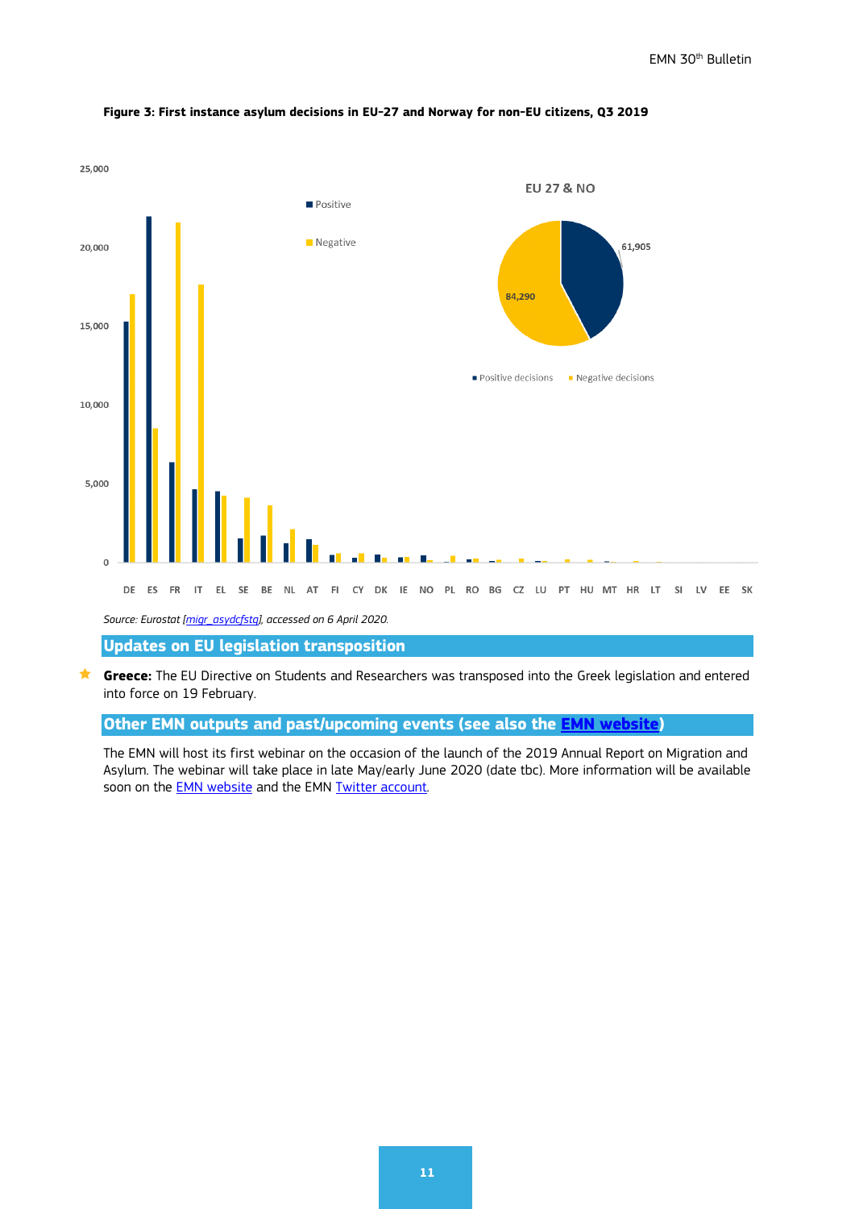**Figure 3: First instance asylum decisions in EU-27 and Norway for non-EU citizens, Q3 2019**

25,000
20,000
15,000
10,000
5,000
0

Positive
Negative

DE ES FR IT EL SE BE NL AT FI CY DK IE NO PL RO BG CZ LU PT HU MT HR LT SI LV EE SK

EU 27 & NO

61,905
84,290

Positive decisions
Negative decisions

*Source: Eurostat [migr_asydcfstq], accessed on 6 April 2020.*

## Updates on EU legislation transposition

- **Greece:** The EU Directive on Students and Researchers was transposed into the Greek legislation and entered into force on 19 February.

## Other EMN outputs and past/upcoming events (see also the EMN website)

The EMN will host its first webinar on the occasion of the launch of the 2019 Annual Report on Migration and Asylum. The webinar will take place in late May/early June 2020 (date tbc). More information will be available soon on the EMN website and the EMN Twitter account.